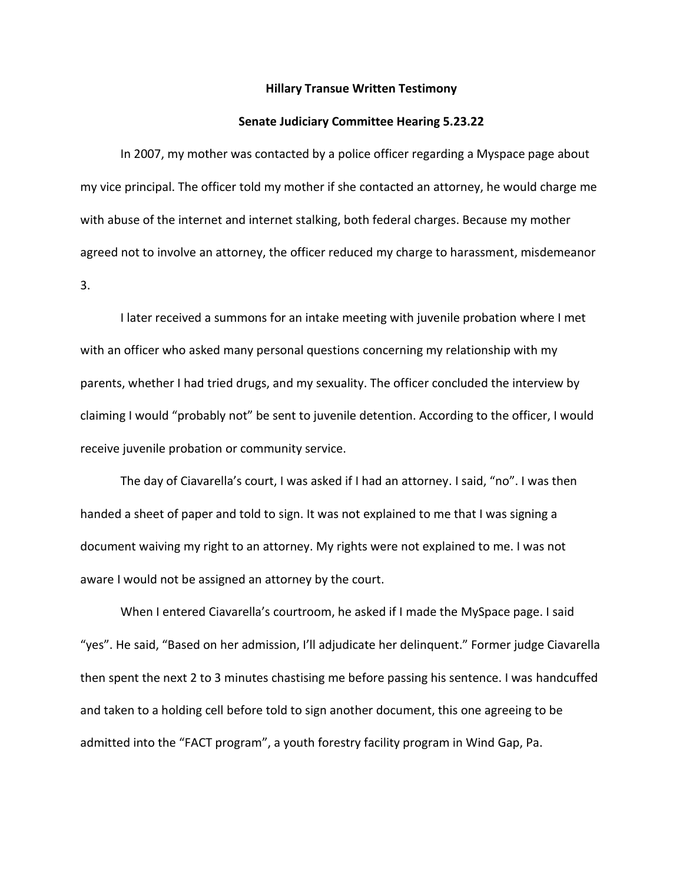**Hillary Transue Written Testimony**

**Senate Judiciary Committee Hearing 5.23.22**

In 2007, my mother was contacted by a police officer regarding a Myspace page about my vice principal. The officer told my mother if she contacted an attorney, he would charge me with abuse of the internet and internet stalking, both federal charges. Because my mother agreed not to involve an attorney, the officer reduced my charge to harassment, misdemeanor 3.

I later received a summons for an intake meeting with juvenile probation where I met with an officer who asked many personal questions concerning my relationship with my parents, whether I had tried drugs, and my sexuality. The officer concluded the interview by claiming I would "probably not" be sent to juvenile detention. According to the officer, I would receive juvenile probation or community service.

The day of Ciavarella's court, I was asked if I had an attorney. I said, "no". I was then handed a sheet of paper and told to sign. It was not explained to me that I was signing a document waiving my right to an attorney. My rights were not explained to me. I was not aware I would not be assigned an attorney by the court.

When I entered Ciavarella's courtroom, he asked if I made the MySpace page. I said "yes". He said, "Based on her admission, I'll adjudicate her delinquent." Former judge Ciavarella then spent the next 2 to 3 minutes chastising me before passing his sentence. I was handcuffed and taken to a holding cell before told to sign another document, this one agreeing to be admitted into the "FACT program", a youth forestry facility program in Wind Gap, Pa.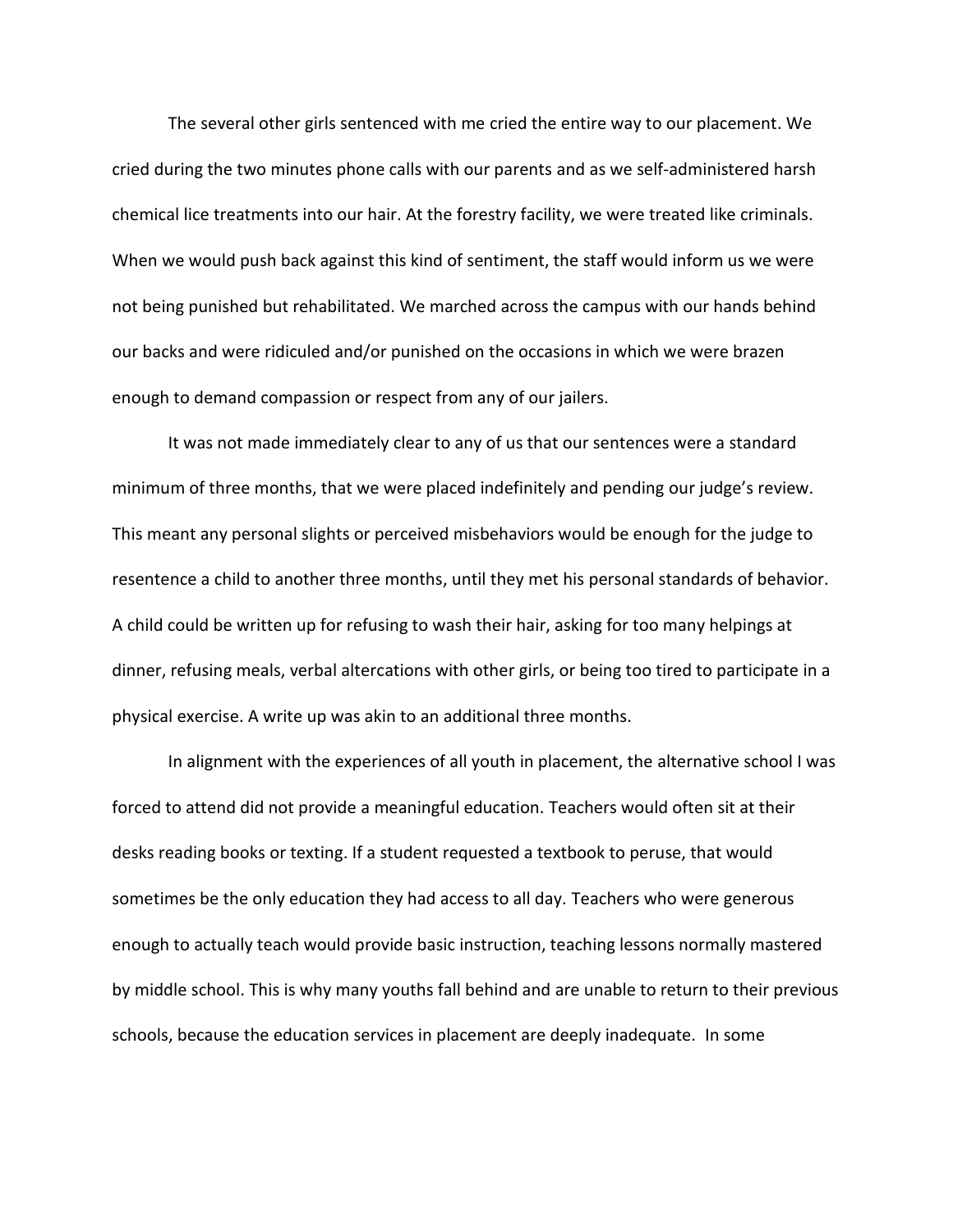The several other girls sentenced with me cried the entire way to our placement. We cried during the two minutes phone calls with our parents and as we self-administered harsh chemical lice treatments into our hair. At the forestry facility, we were treated like criminals. When we would push back against this kind of sentiment, the staff would inform us we were not being punished but rehabilitated. We marched across the campus with our hands behind our backs and were ridiculed and/or punished on the occasions in which we were brazen enough to demand compassion or respect from any of our jailers.

It was not made immediately clear to any of us that our sentences were a standard minimum of three months, that we were placed indefinitely and pending our judge's review. This meant any personal slights or perceived misbehaviors would be enough for the judge to resentence a child to another three months, until they met his personal standards of behavior. A child could be written up for refusing to wash their hair, asking for too many helpings at dinner, refusing meals, verbal altercations with other girls, or being too tired to participate in a physical exercise. A write up was akin to an additional three months.

In alignment with the experiences of all youth in placement, the alternative school I was forced to attend did not provide a meaningful education. Teachers would often sit at their desks reading books or texting. If a student requested a textbook to peruse, that would sometimes be the only education they had access to all day. Teachers who were generous enough to actually teach would provide basic instruction, teaching lessons normally mastered by middle school. This is why many youths fall behind and are unable to return to their previous schools, because the education services in placement are deeply inadequate. In some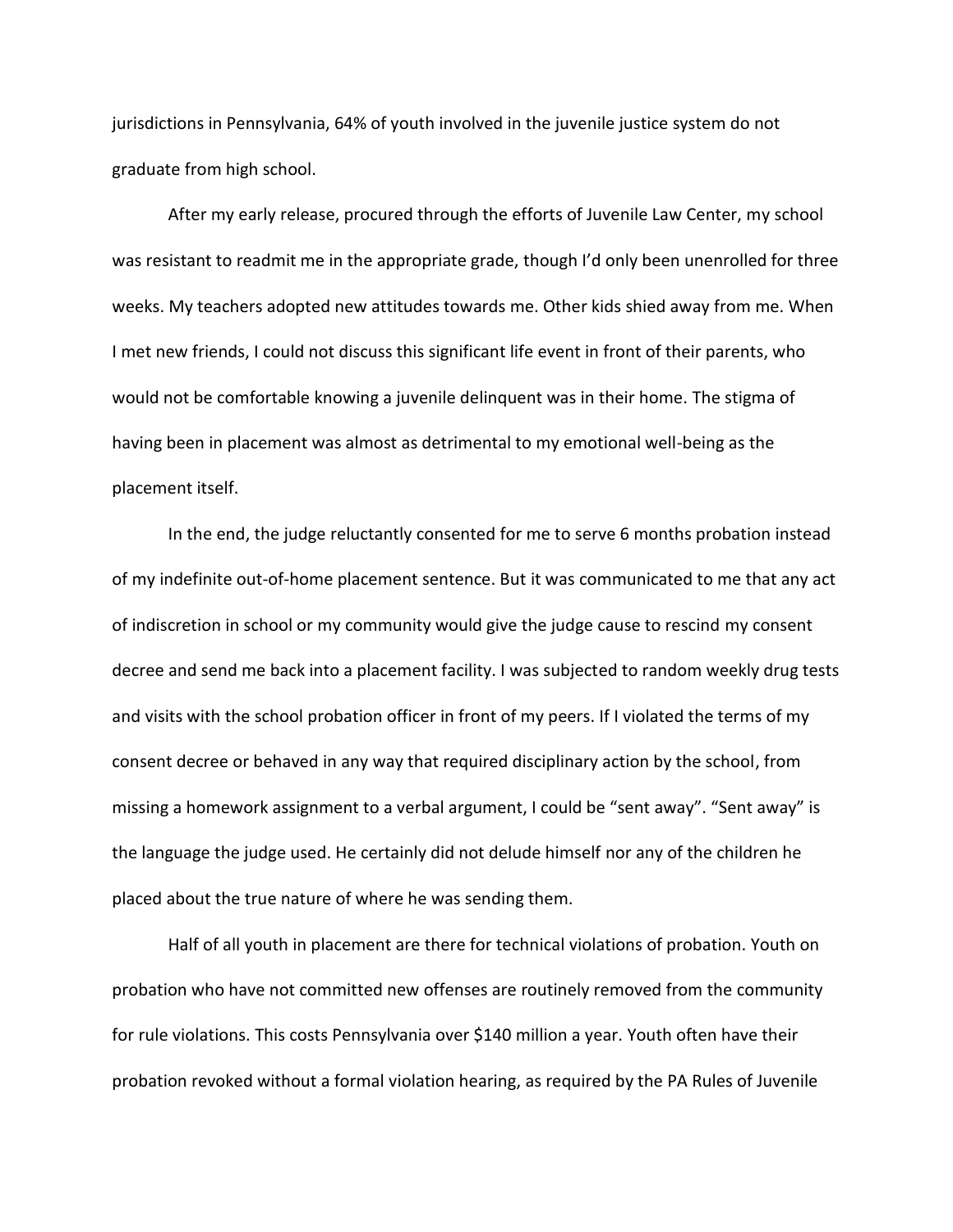jurisdictions in Pennsylvania, 64% of youth involved in the juvenile justice system do not graduate from high school.

After my early release, procured through the efforts of Juvenile Law Center, my school was resistant to readmit me in the appropriate grade, though I'd only been unenrolled for three weeks. My teachers adopted new attitudes towards me. Other kids shied away from me. When I met new friends, I could not discuss this significant life event in front of their parents, who would not be comfortable knowing a juvenile delinquent was in their home. The stigma of having been in placement was almost as detrimental to my emotional well-being as the placement itself.

In the end, the judge reluctantly consented for me to serve 6 months probation instead of my indefinite out-of-home placement sentence. But it was communicated to me that any act of indiscretion in school or my community would give the judge cause to rescind my consent decree and send me back into a placement facility. I was subjected to random weekly drug tests and visits with the school probation officer in front of my peers. If I violated the terms of my consent decree or behaved in any way that required disciplinary action by the school, from missing a homework assignment to a verbal argument, I could be "sent away". "Sent away" is the language the judge used. He certainly did not delude himself nor any of the children he placed about the true nature of where he was sending them.

Half of all youth in placement are there for technical violations of probation. Youth on probation who have not committed new offenses are routinely removed from the community for rule violations. This costs Pennsylvania over $140 million a year. Youth often have their probation revoked without a formal violation hearing, as required by the PA Rules of Juvenile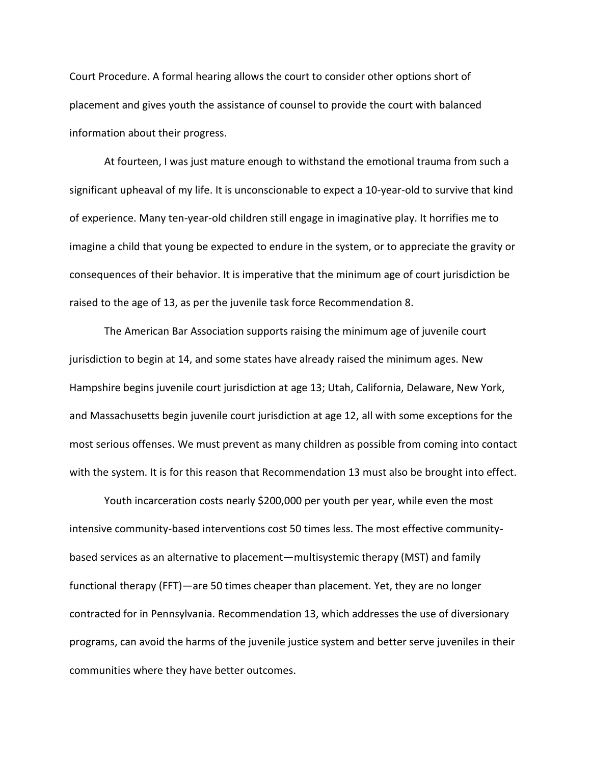Court Procedure. A formal hearing allows the court to consider other options short of placement and gives youth the assistance of counsel to provide the court with balanced information about their progress.

At fourteen, I was just mature enough to withstand the emotional trauma from such a significant upheaval of my life. It is unconscionable to expect a 10-year-old to survive that kind of experience. Many ten-year-old children still engage in imaginative play. It horrifies me to imagine a child that young be expected to endure in the system, or to appreciate the gravity or consequences of their behavior. It is imperative that the minimum age of court jurisdiction be raised to the age of 13, as per the juvenile task force Recommendation 8.

The American Bar Association supports raising the minimum age of juvenile court jurisdiction to begin at 14, and some states have already raised the minimum ages. New Hampshire begins juvenile court jurisdiction at age 13; Utah, California, Delaware, New York, and Massachusetts begin juvenile court jurisdiction at age 12, all with some exceptions for the most serious offenses. We must prevent as many children as possible from coming into contact with the system. It is for this reason that Recommendation 13 must also be brought into effect.

Youth incarceration costs nearly $200,000 per youth per year, while even the most intensive community-based interventions cost 50 times less. The most effective community-based services as an alternative to placement—multisystemic therapy (MST) and family functional therapy (FFT)—are 50 times cheaper than placement. Yet, they are no longer contracted for in Pennsylvania. Recommendation 13, which addresses the use of diversionary programs, can avoid the harms of the juvenile justice system and better serve juveniles in their communities where they have better outcomes.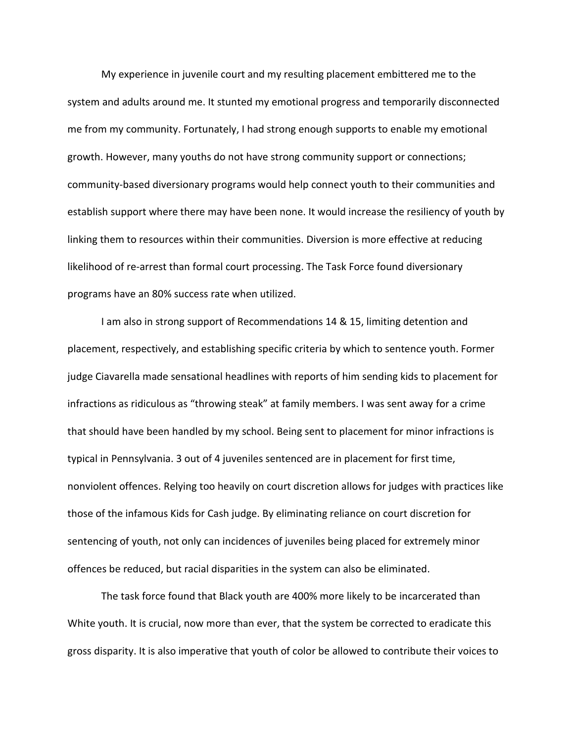My experience in juvenile court and my resulting placement embittered me to the system and adults around me. It stunted my emotional progress and temporarily disconnected me from my community. Fortunately, I had strong enough supports to enable my emotional growth. However, many youths do not have strong community support or connections; community-based diversionary programs would help connect youth to their communities and establish support where there may have been none. It would increase the resiliency of youth by linking them to resources within their communities. Diversion is more effective at reducing likelihood of re-arrest than formal court processing. The Task Force found diversionary programs have an 80% success rate when utilized.

I am also in strong support of Recommendations 14 & 15, limiting detention and placement, respectively, and establishing specific criteria by which to sentence youth. Former judge Ciavarella made sensational headlines with reports of him sending kids to placement for infractions as ridiculous as "throwing steak" at family members. I was sent away for a crime that should have been handled by my school. Being sent to placement for minor infractions is typical in Pennsylvania. 3 out of 4 juveniles sentenced are in placement for first time, nonviolent offences. Relying too heavily on court discretion allows for judges with practices like those of the infamous Kids for Cash judge. By eliminating reliance on court discretion for sentencing of youth, not only can incidences of juveniles being placed for extremely minor offences be reduced, but racial disparities in the system can also be eliminated.

The task force found that Black youth are 400% more likely to be incarcerated than White youth. It is crucial, now more than ever, that the system be corrected to eradicate this gross disparity. It is also imperative that youth of color be allowed to contribute their voices to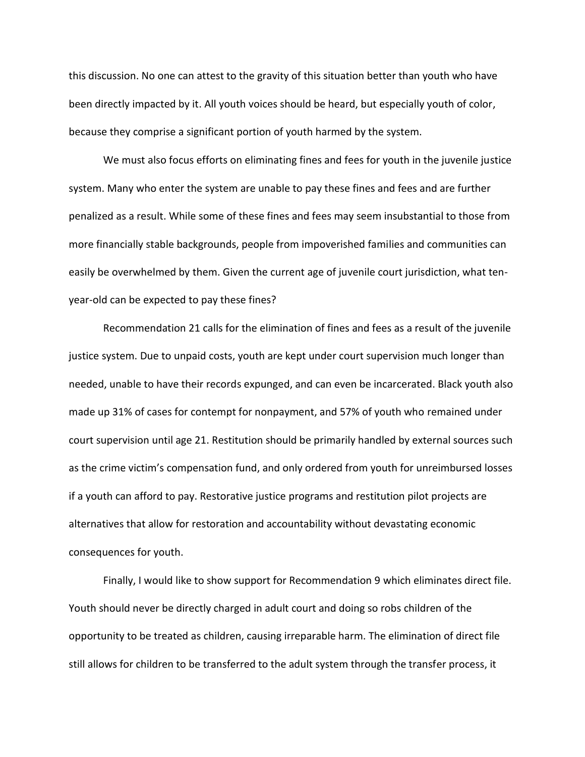this discussion. No one can attest to the gravity of this situation better than youth who have been directly impacted by it. All youth voices should be heard, but especially youth of color, because they comprise a significant portion of youth harmed by the system.

We must also focus efforts on eliminating fines and fees for youth in the juvenile justice system. Many who enter the system are unable to pay these fines and fees and are further penalized as a result. While some of these fines and fees may seem insubstantial to those from more financially stable backgrounds, people from impoverished families and communities can easily be overwhelmed by them. Given the current age of juvenile court jurisdiction, what ten-year-old can be expected to pay these fines?

Recommendation 21 calls for the elimination of fines and fees as a result of the juvenile justice system. Due to unpaid costs, youth are kept under court supervision much longer than needed, unable to have their records expunged, and can even be incarcerated. Black youth also made up 31% of cases for contempt for nonpayment, and 57% of youth who remained under court supervision until age 21. Restitution should be primarily handled by external sources such as the crime victim's compensation fund, and only ordered from youth for unreimbursed losses if a youth can afford to pay. Restorative justice programs and restitution pilot projects are alternatives that allow for restoration and accountability without devastating economic consequences for youth.

Finally, I would like to show support for Recommendation 9 which eliminates direct file. Youth should never be directly charged in adult court and doing so robs children of the opportunity to be treated as children, causing irreparable harm. The elimination of direct file still allows for children to be transferred to the adult system through the transfer process, it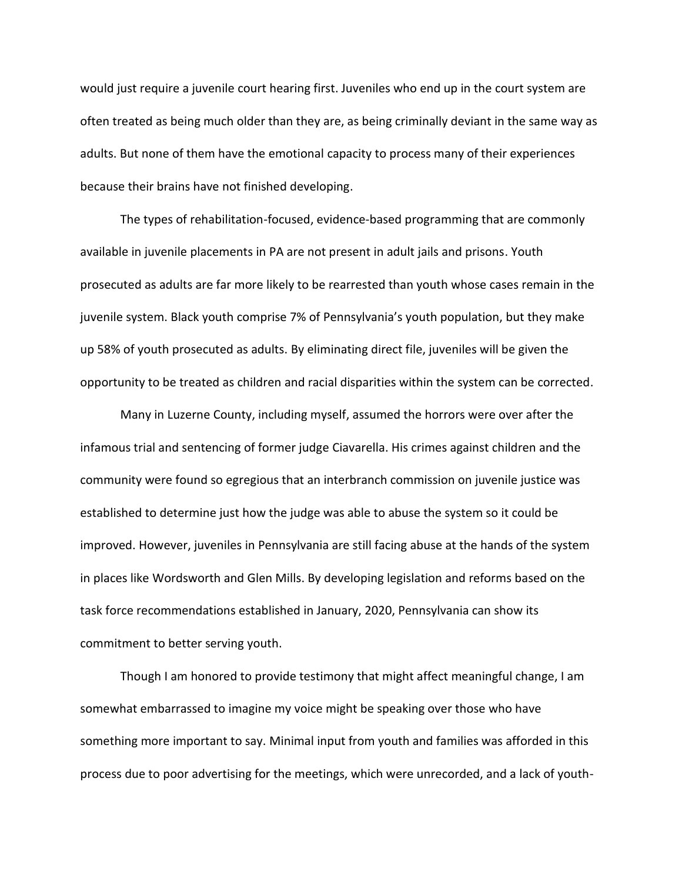would just require a juvenile court hearing first. Juveniles who end up in the court system are often treated as being much older than they are, as being criminally deviant in the same way as adults. But none of them have the emotional capacity to process many of their experiences because their brains have not finished developing.

The types of rehabilitation-focused, evidence-based programming that are commonly available in juvenile placements in PA are not present in adult jails and prisons. Youth prosecuted as adults are far more likely to be rearrested than youth whose cases remain in the juvenile system. Black youth comprise 7% of Pennsylvania's youth population, but they make up 58% of youth prosecuted as adults. By eliminating direct file, juveniles will be given the opportunity to be treated as children and racial disparities within the system can be corrected.

Many in Luzerne County, including myself, assumed the horrors were over after the infamous trial and sentencing of former judge Ciavarella. His crimes against children and the community were found so egregious that an interbranch commission on juvenile justice was established to determine just how the judge was able to abuse the system so it could be improved. However, juveniles in Pennsylvania are still facing abuse at the hands of the system in places like Wordsworth and Glen Mills. By developing legislation and reforms based on the task force recommendations established in January, 2020, Pennsylvania can show its commitment to better serving youth.

Though I am honored to provide testimony that might affect meaningful change, I am somewhat embarrassed to imagine my voice might be speaking over those who have something more important to say. Minimal input from youth and families was afforded in this process due to poor advertising for the meetings, which were unrecorded, and a lack of youth-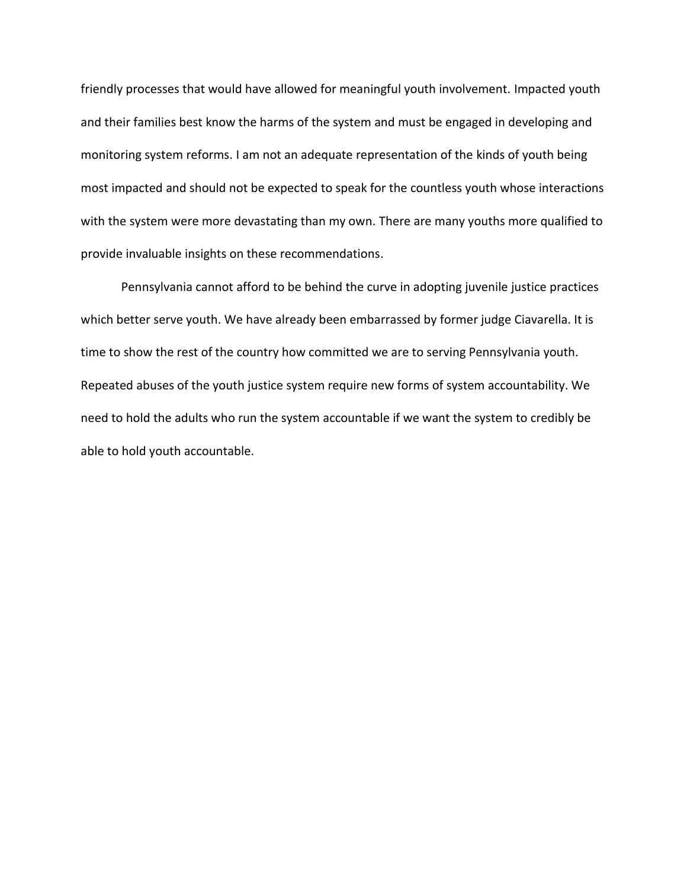friendly processes that would have allowed for meaningful youth involvement. Impacted youth and their families best know the harms of the system and must be engaged in developing and monitoring system reforms. I am not an adequate representation of the kinds of youth being most impacted and should not be expected to speak for the countless youth whose interactions with the system were more devastating than my own. There are many youths more qualified to provide invaluable insights on these recommendations.

Pennsylvania cannot afford to be behind the curve in adopting juvenile justice practices which better serve youth. We have already been embarrassed by former judge Ciavarella. It is time to show the rest of the country how committed we are to serving Pennsylvania youth. Repeated abuses of the youth justice system require new forms of system accountability. We need to hold the adults who run the system accountable if we want the system to credibly be able to hold youth accountable.